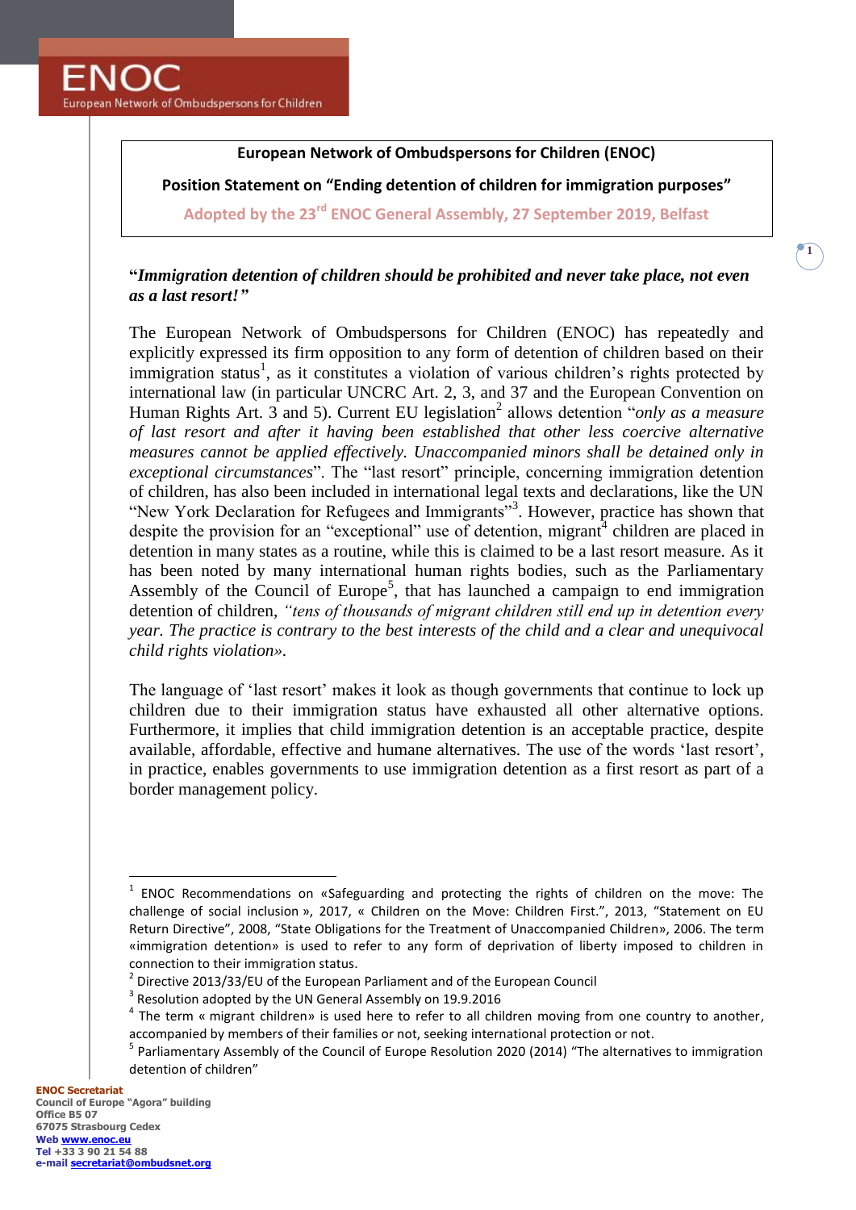**ENOC**
European Network of Ombudspersons for Children

**European Network of Ombudspersons for Children (ENOC)**

**Position Statement on "Ending detention of children for immigration purposes"**

**Adopted by the 23rd ENOC General Assembly, 27 September 2019, Belfast**

***"Immigration detention of children should be prohibited and never take place, not even as a last resort!"***

The European Network of Ombudspersons for Children (ENOC) has repeatedly and explicitly expressed its firm opposition to any form of detention of children based on their immigration status[1], as it constitutes a violation of various children's rights protected by international law (in particular UNCRC Art. 2, 3, and 37 and the European Convention on Human Rights Art. 3 and 5). Current EU legislation[2] allows detention "*only as a measure of last resort and after it having been established that other less coercive alternative measures cannot be applied effectively. Unaccompanied minors shall be detained only in exceptional circumstances*". The "last resort" principle, concerning immigration detention of children, has also been included in international legal texts and declarations, like the UN "New York Declaration for Refugees and Immigrants"[3]. However, practice has shown that despite the provision for an "exceptional" use of detention, migrant[4] children are placed in detention in many states as a routine, while this is claimed to be a last resort measure. As it has been noted by many international human rights bodies, such as the Parliamentary Assembly of the Council of Europe[5], that has launched a campaign to end immigration detention of children, *"tens of thousands of migrant children still end up in detention every year. The practice is contrary to the best interests of the child and a clear and unequivocal child rights violation».*

The language of 'last resort' makes it look as though governments that continue to lock up children due to their immigration status have exhausted all other alternative options. Furthermore, it implies that child immigration detention is an acceptable practice, despite available, affordable, effective and humane alternatives. The use of the words 'last resort', in practice, enables governments to use immigration detention as a first resort as part of a border management policy.

---

[1] ENOC Recommendations on «Safeguarding and protecting the rights of children on the move: The challenge of social inclusion », 2017, « Children on the Move: Children First.", 2013, "Statement on EU Return Directive", 2008, "State Obligations for the Treatment of Unaccompanied Children», 2006. The term «immigration detention» is used to refer to any form of deprivation of liberty imposed to children in connection to their immigration status.

[2] Directive 2013/33/EU of the European Parliament and of the European Council

[3] Resolution adopted by the UN General Assembly on 19.9.2016

[4] The term « migrant children» is used here to refer to all children moving from one country to another, accompanied by members of their families or not, seeking international protection or not.

[5] Parliamentary Assembly of the Council of Europe Resolution 2020 (2014) "The alternatives to immigration detention of children"

**ENOC Secretariat**
**Council of Europe "Agora" building**
**Office B5 07**
**67075 Strasbourg Cedex**
**Web www.enoc.eu**
**Tel +33 3 90 21 54 88**
**e-mail secretariat@ombudsnet.org**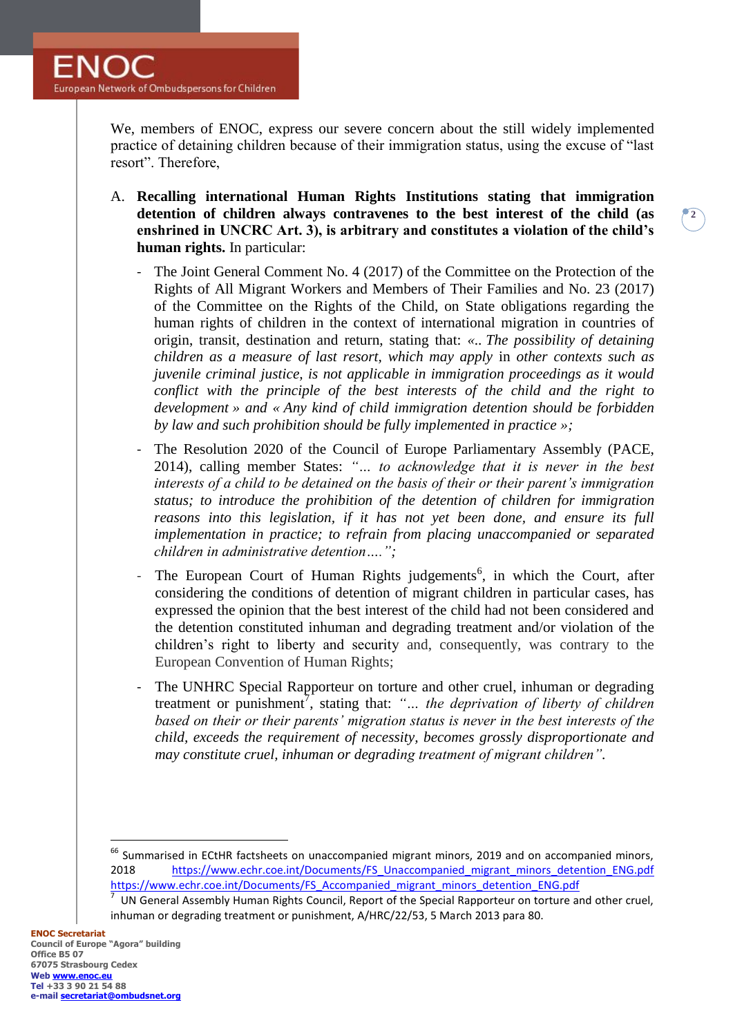We, members of ENOC, express our severe concern about the still widely implemented practice of detaining children because of their immigration status, using the excuse of "last resort". Therefore,

A. **Recalling international Human Rights Institutions stating that immigration detention of children always contravenes to the best interest of the child (as enshrined in UNCRC Art. 3), is arbitrary and constitutes a violation of the child's human rights.** In particular:

   - The Joint General Comment No. 4 (2017) of the Committee on the Protection of the Rights of All Migrant Workers and Members of Their Families and No. 23 (2017) of the Committee on the Rights of the Child, on State obligations regarding the human rights of children in the context of international migration in countries of origin, transit, destination and return, stating that: «.. *The possibility of detaining children as a measure of last resort, which may apply* in *other contexts such as juvenile criminal justice, is not applicable in immigration proceedings as it would conflict with the principle of the best interests of the child and the right to development » and « Any kind of child immigration detention should be forbidden by law and such prohibition should be fully implemented in practice »;*

   - The Resolution 2020 of the Council of Europe Parliamentary Assembly (PACE, 2014), calling member States: *"… to acknowledge that it is never in the best interests of a child to be detained on the basis of their or their parent's immigration status; to introduce the prohibition of the detention of children for immigration reasons into this legislation, if it has not yet been done, and ensure its full implementation in practice; to refrain from placing unaccompanied or separated children in administrative detention…."*;

   - The European Court of Human Rights judgements[6], in which the Court, after considering the conditions of detention of migrant children in particular cases, has expressed the opinion that the best interest of the child had not been considered and the detention constituted inhuman and degrading treatment and/or violation of the children's right to liberty and security and, consequently, was contrary to the European Convention of Human Rights;

   - The UNHRC Special Rapporteur on torture and other cruel, inhuman or degrading treatment or punishment[7], stating that: *"… the deprivation of liberty of children based on their or their parents' migration status is never in the best interests of the child, exceeds the requirement of necessity, becomes grossly disproportionate and may constitute cruel, inhuman or degrading treatment of migrant children".*

---

[6] Summarised in ECtHR factsheets on unaccompanied migrant minors, 2019 and on accompanied minors, 2018 https://www.echr.coe.int/Documents/FS_Unaccompanied_migrant_minors_detention_ENG.pdf https://www.echr.coe.int/Documents/FS_Accompanied_migrant_minors_detention_ENG.pdf

[7] UN General Assembly Human Rights Council, Report of the Special Rapporteur on torture and other cruel, inhuman or degrading treatment or punishment, A/HRC/22/53, 5 March 2013 para 80.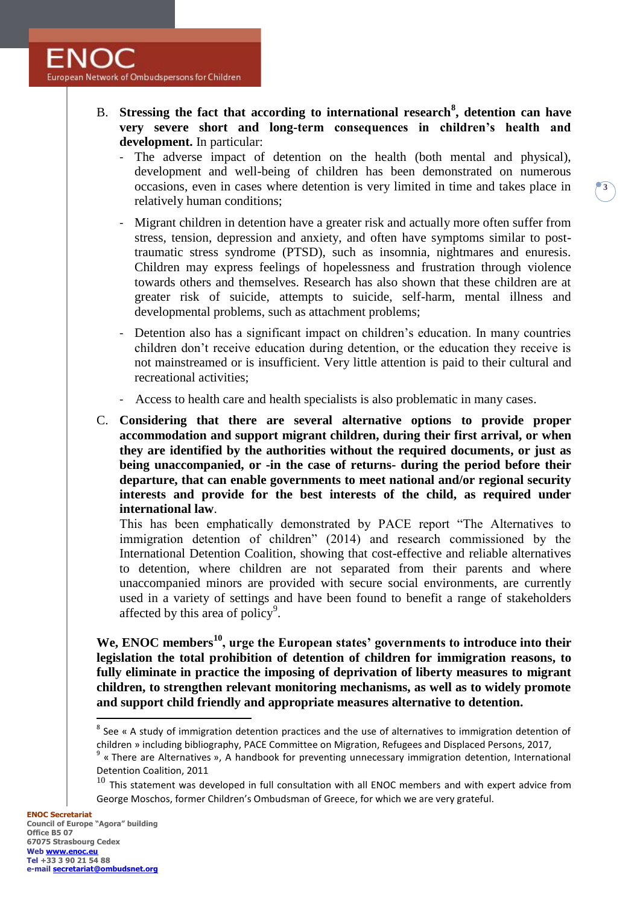B. **Stressing the fact that according to international research**[8]**, detention can have very severe short and long-term consequences in children's health and development.** In particular:

- The adverse impact of detention on the health (both mental and physical), development and well-being of children has been demonstrated on numerous occasions, even in cases where detention is very limited in time and takes place in relatively human conditions;
- Migrant children in detention have a greater risk and actually more often suffer from stress, tension, depression and anxiety, and often have symptoms similar to post-traumatic stress syndrome (PTSD), such as insomnia, nightmares and enuresis. Children may express feelings of hopelessness and frustration through violence towards others and themselves. Research has also shown that these children are at greater risk of suicide, attempts to suicide, self-harm, mental illness and developmental problems, such as attachment problems;
- Detention also has a significant impact on children's education. In many countries children don't receive education during detention, or the education they receive is not mainstreamed or is insufficient. Very little attention is paid to their cultural and recreational activities;
- Access to health care and health specialists is also problematic in many cases.

C. **Considering that there are several alternative options to provide proper accommodation and support migrant children, during their first arrival, or when they are identified by the authorities without the required documents, or just as being unaccompanied, or -in the case of returns- during the period before their departure, that can enable governments to meet national and/or regional security interests and provide for the best interests of the child, as required under international law**.

This has been emphatically demonstrated by PACE report "The Alternatives to immigration detention of children" (2014) and research commissioned by the International Detention Coalition, showing that cost-effective and reliable alternatives to detention, where children are not separated from their parents and where unaccompanied minors are provided with secure social environments, are currently used in a variety of settings and have been found to benefit a range of stakeholders affected by this area of policy[9].

**We, ENOC members**[10]**, urge the European states' governments to introduce into their legislation the total prohibition of detention of children for immigration reasons, to fully eliminate in practice the imposing of deprivation of liberty measures to migrant children, to strengthen relevant monitoring mechanisms, as well as to widely promote and support child friendly and appropriate measures alternative to detention.**

---

[8] See « A study of immigration detention practices and the use of alternatives to immigration detention of children » including bibliography, PACE Committee on Migration, Refugees and Displaced Persons, 2017,

[9] « There are Alternatives », A handbook for preventing unnecessary immigration detention, International Detention Coalition, 2011

[10] This statement was developed in full consultation with all ENOC members and with expert advice from George Moschos, former Children's Ombudsman of Greece, for which we are very grateful.

**ENOC Secretariat**
**Council of Europe "Agora" building**
**Office B5 07**
**67075 Strasbourg Cedex**
**Web www.enoc.eu**
**Tel +33 3 90 21 54 88**
**e-mail secretariat@ombudsnet.org**